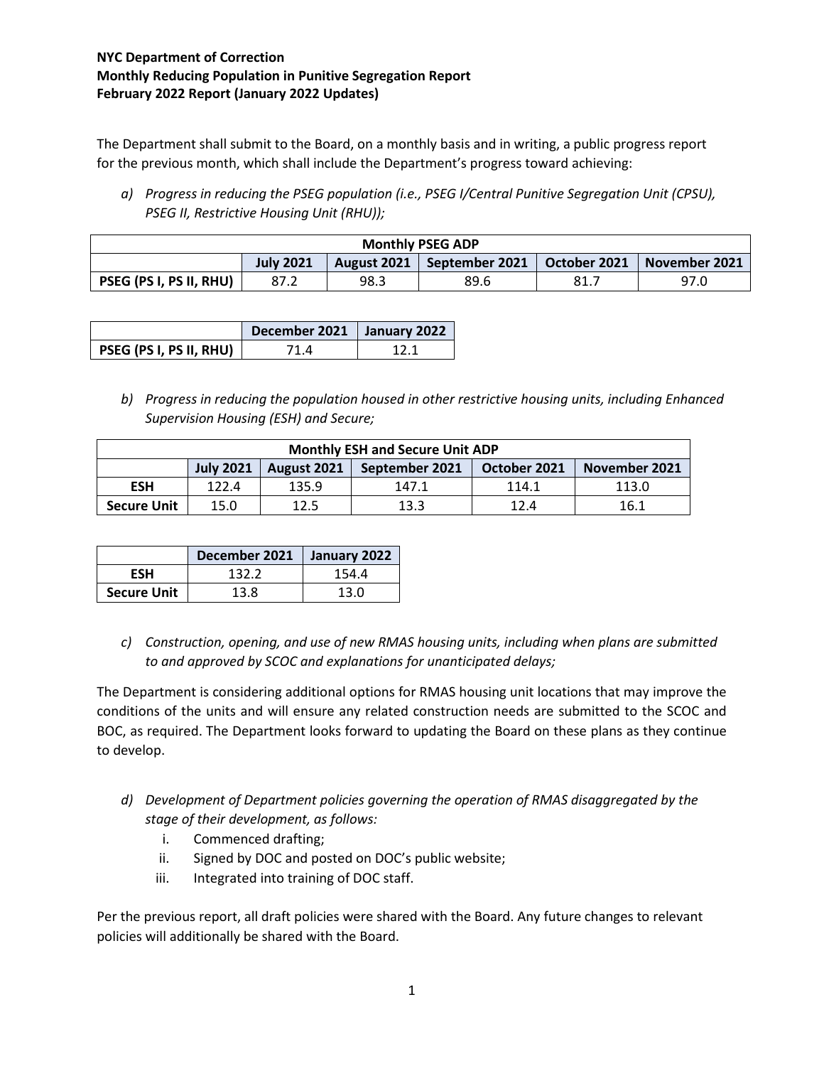**NYC Department of Correction**
**Monthly Reducing Population in Punitive Segregation Report**
**February 2022 Report (January 2022 Updates)**

The Department shall submit to the Board, on a monthly basis and in writing, a public progress report for the previous month, which shall include the Department's progress toward achieving:

*a) Progress in reducing the PSEG population (i.e., PSEG I/Central Punitive Segregation Unit (CPSU), PSEG II, Restrictive Housing Unit (RHU));*

| Monthly PSEG ADP | | | | | |
|---|---|---|---|---|---|
| | July 2021 | August 2021 | September 2021 | October 2021 | November 2021 |
| PSEG (PS I, PS II, RHU) | 87.2 | 98.3 | 89.6 | 81.7 | 97.0 |

| | December 2021 | January 2022 |
|---|---|---|
| PSEG (PS I, PS II, RHU) | 71.4 | 12.1 |

*b) Progress in reducing the population housed in other restrictive housing units, including Enhanced Supervision Housing (ESH) and Secure;*

| Monthly ESH and Secure Unit ADP | | | | | |
|---|---|---|---|---|---|
| | July 2021 | August 2021 | September 2021 | October 2021 | November 2021 |
| ESH | 122.4 | 135.9 | 147.1 | 114.1 | 113.0 |
| Secure Unit | 15.0 | 12.5 | 13.3 | 12.4 | 16.1 |

| | December 2021 | January 2022 |
|---|---|---|
| ESH | 132.2 | 154.4 |
| Secure Unit | 13.8 | 13.0 |

*c) Construction, opening, and use of new RMAS housing units, including when plans are submitted to and approved by SCOC and explanations for unanticipated delays;*

The Department is considering additional options for RMAS housing unit locations that may improve the conditions of the units and will ensure any related construction needs are submitted to the SCOC and BOC, as required. The Department looks forward to updating the Board on these plans as they continue to develop.

*d) Development of Department policies governing the operation of RMAS disaggregated by the stage of their development, as follows:*
   1. Commenced drafting;
   2. Signed by DOC and posted on DOC's public website;
   3. Integrated into training of DOC staff.

Per the previous report, all draft policies were shared with the Board. Any future changes to relevant policies will additionally be shared with the Board.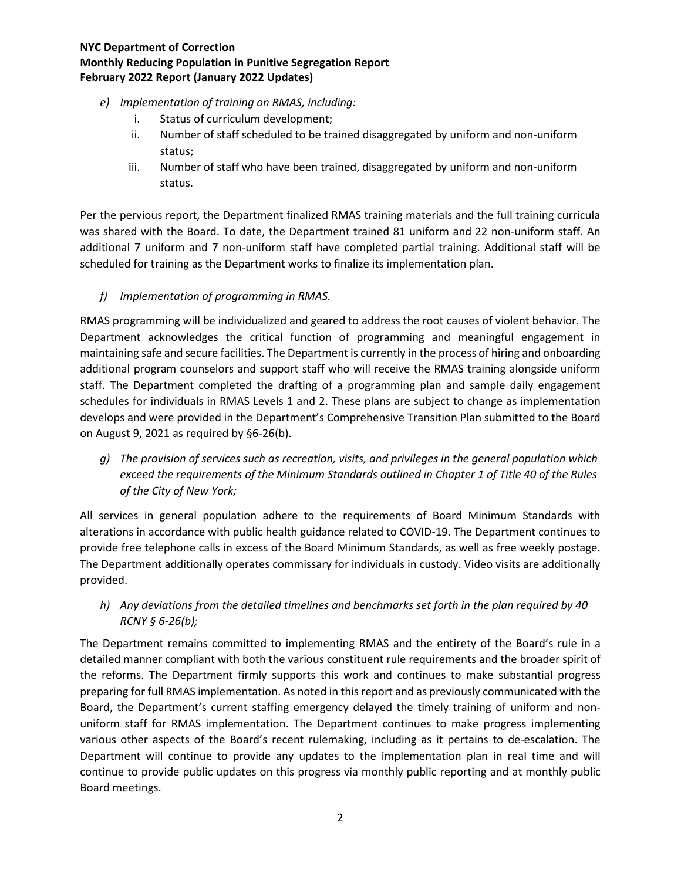*e) Implementation of training on RMAS, including:*

i. Status of curriculum development;

ii. Number of staff scheduled to be trained disaggregated by uniform and non-uniform status;

iii. Number of staff who have been trained, disaggregated by uniform and non-uniform status.

Per the pervious report, the Department finalized RMAS training materials and the full training curricula was shared with the Board. To date, the Department trained 81 uniform and 22 non-uniform staff. An additional 7 uniform and 7 non-uniform staff have completed partial training. Additional staff will be scheduled for training as the Department works to finalize its implementation plan.

*f) Implementation of programming in RMAS.*

RMAS programming will be individualized and geared to address the root causes of violent behavior. The Department acknowledges the critical function of programming and meaningful engagement in maintaining safe and secure facilities. The Department is currently in the process of hiring and onboarding additional program counselors and support staff who will receive the RMAS training alongside uniform staff. The Department completed the drafting of a programming plan and sample daily engagement schedules for individuals in RMAS Levels 1 and 2. These plans are subject to change as implementation develops and were provided in the Department's Comprehensive Transition Plan submitted to the Board on August 9, 2021 as required by §6-26(b).

*g) The provision of services such as recreation, visits, and privileges in the general population which exceed the requirements of the Minimum Standards outlined in Chapter 1 of Title 40 of the Rules of the City of New York;*

All services in general population adhere to the requirements of Board Minimum Standards with alterations in accordance with public health guidance related to COVID-19. The Department continues to provide free telephone calls in excess of the Board Minimum Standards, as well as free weekly postage. The Department additionally operates commissary for individuals in custody. Video visits are additionally provided.

*h) Any deviations from the detailed timelines and benchmarks set forth in the plan required by 40 RCNY § 6-26(b);*

The Department remains committed to implementing RMAS and the entirety of the Board's rule in a detailed manner compliant with both the various constituent rule requirements and the broader spirit of the reforms. The Department firmly supports this work and continues to make substantial progress preparing for full RMAS implementation. As noted in this report and as previously communicated with the Board, the Department's current staffing emergency delayed the timely training of uniform and non-uniform staff for RMAS implementation. The Department continues to make progress implementing various other aspects of the Board's recent rulemaking, including as it pertains to de-escalation. The Department will continue to provide any updates to the implementation plan in real time and will continue to provide public updates on this progress via monthly public reporting and at monthly public Board meetings.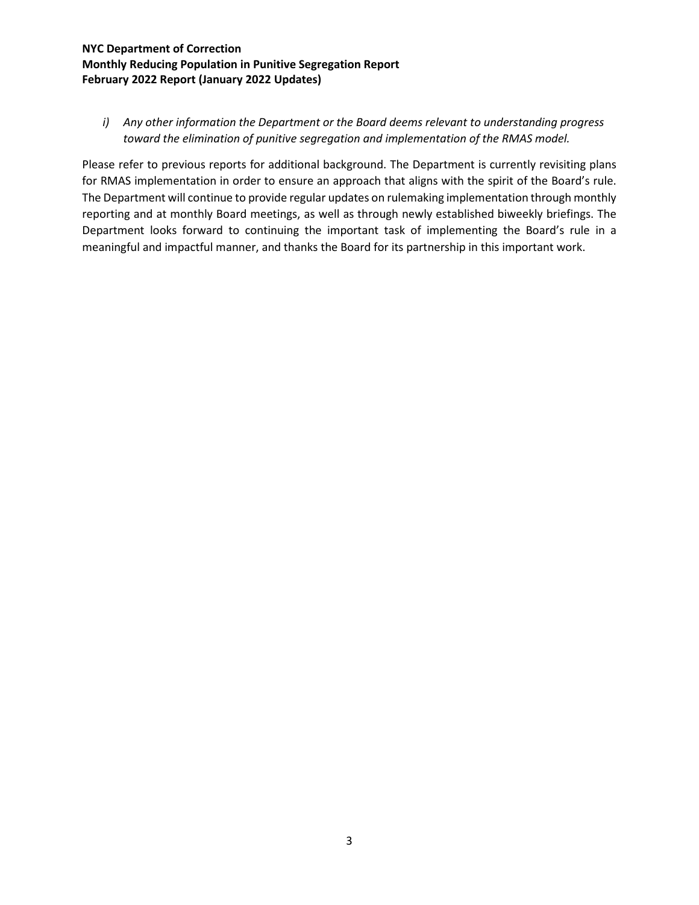*i) Any other information the Department or the Board deems relevant to understanding progress toward the elimination of punitive segregation and implementation of the RMAS model.*

Please refer to previous reports for additional background. The Department is currently revisiting plans for RMAS implementation in order to ensure an approach that aligns with the spirit of the Board's rule. The Department will continue to provide regular updates on rulemaking implementation through monthly reporting and at monthly Board meetings, as well as through newly established biweekly briefings. The Department looks forward to continuing the important task of implementing the Board's rule in a meaningful and impactful manner, and thanks the Board for its partnership in this important work.